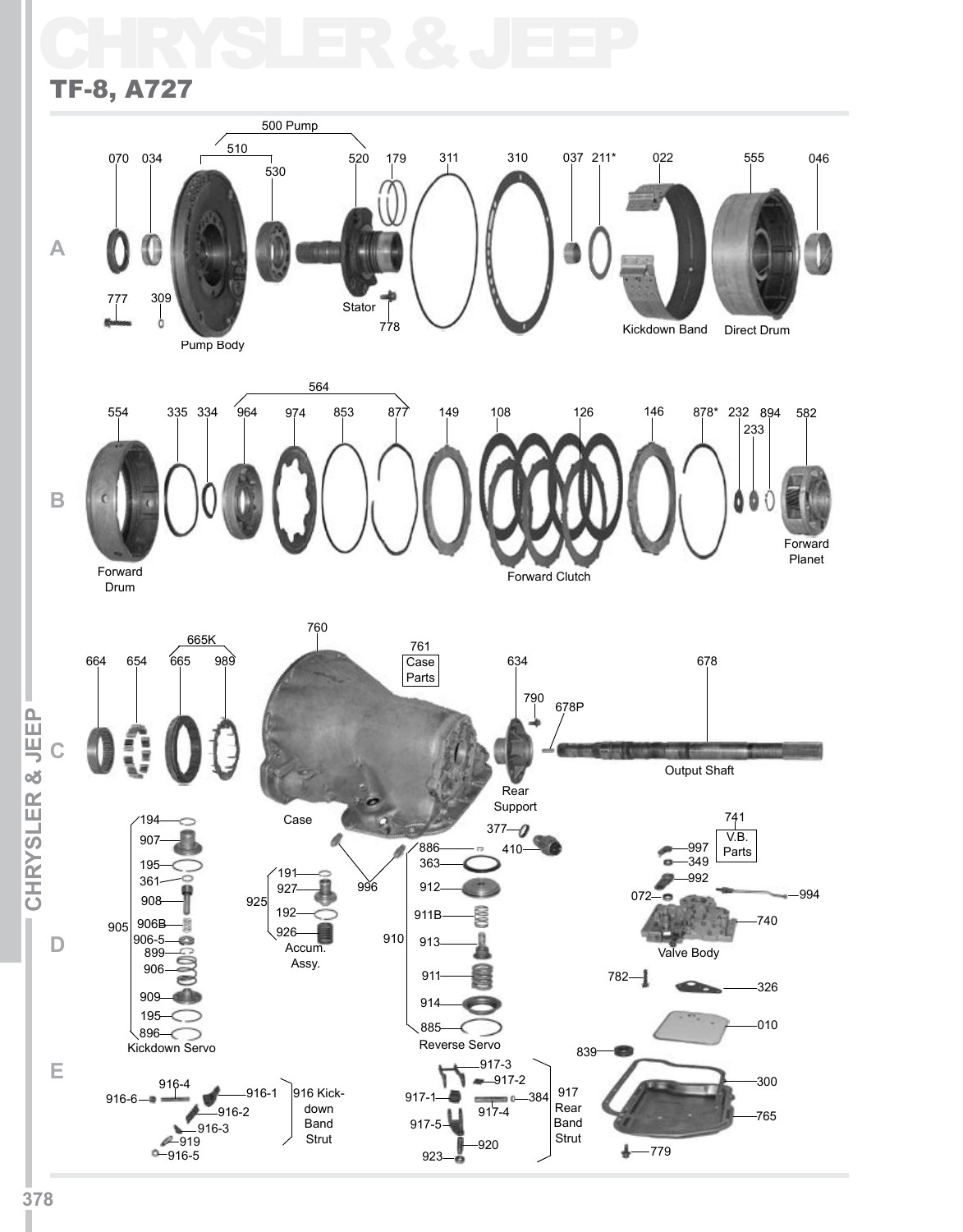# CHRYSLER & JEEP

## TF-8, A727

**A**

500 Pump

510 · 530 · 520

070 · 034 · 179 · 311 · 310 · 037 · 211* · 022 · 555 · 046

777 · 309 · 778

Pump Body · Stator · Kickdown Band · Direct Drum

**B**

564

554 · 335 · 334 · 964 · 974 · 853 · 877 · 149 · 108 · 126 · 146 · 878* · 232 · 233 · 894 · 582

Forward Drum · Forward Clutch · Forward Planet

**C**

665K

664 · 654 · 665 · 989

760

761 Case Parts

634 · 790 · 678P · 678

Case · Rear Support · Output Shaft

**D**

905 Kickdown Servo: 194 · 907 · 195 · 361 · 908 · 906B · 906-5 · 899 · 906 · 909 · 195 · 896

925 Accum. Assy.: 191 · 927 · 192 · 926

996

910 Reverse Servo: 377 · 886 · 363 · 912 · 911B · 913 · 911 · 914 · 885

410

741 V.B. Parts

997 · 349 · 992 · 072 · 994 · 740

Valve Body

782 · 326 · 010

**E**

916 Kick-down Band Strut: 916-4 · 916-6 · 916-1 · 916-2 · 916-3 · 919 · 916-5

917 Rear Band Strut: 917-3 · 917-2 · 917-1 · 384 · 917-4 · 917-5 · 920 · 923

839 · 300 · 765 · 779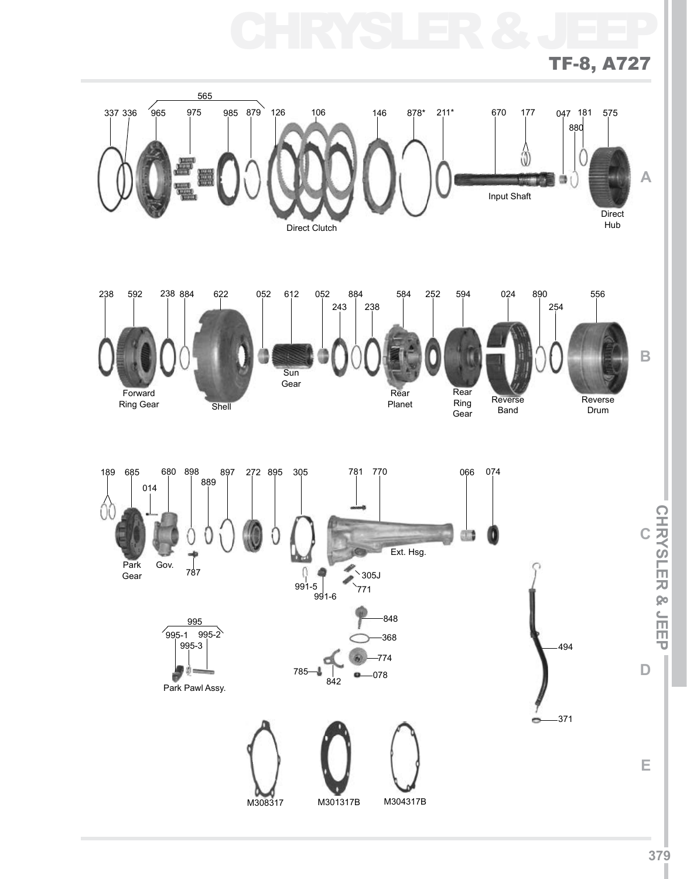# CHRYSLER & JEEP

## TF-8, A727

565

337 336 965 975 985 879 126 106 146 878* 211* 670 177 047 181 575

880

Input Shaft

Direct Clutch

Direct Hub

A

238 592 238 884 622 052 612 052 884 584 252 594 024 890 556

243 238 254

Forward Ring Gear

Shell

Sun Gear

Rear Planet

Rear Ring Gear

Reverse Band

Reverse Drum

B

189 685 680 898 897 272 895 305 781 770 066 074

014 889

Park Gear

Gov.

787

Ext. Hsg.

991-5

991-6

305J

771

C

848

368

774

785

842

078

995

995-1 995-2

995-3

Park Pawl Assy.

494

371

D

M308317 M301317B M304317B

E

CHRYSLER & JEEP